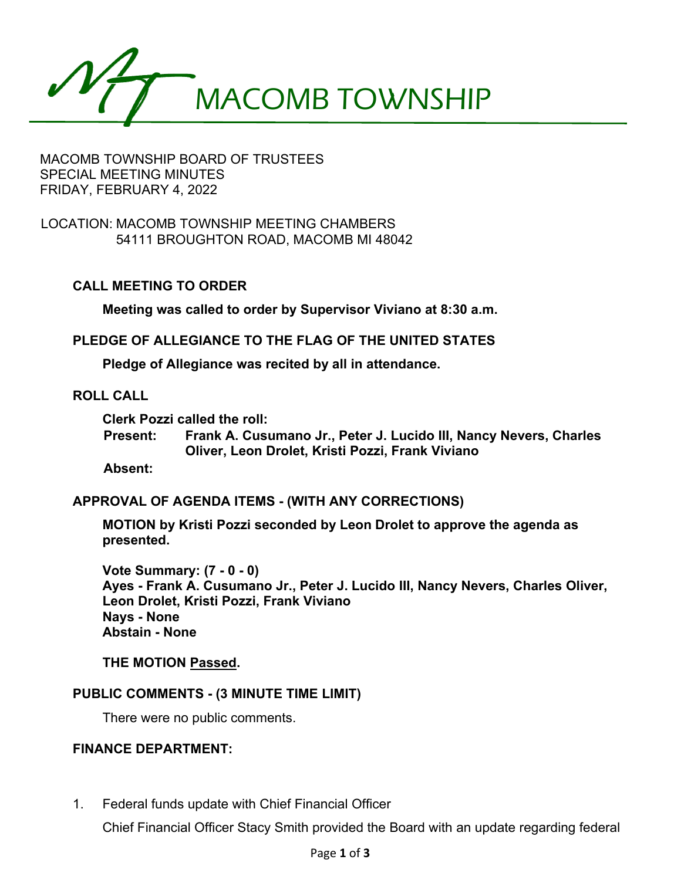# MACOMB TOWNSHIP

MACOMB TOWNSHIP BOARD OF TRUSTEES
SPECIAL MEETING MINUTES
FRIDAY, FEBRUARY 4, 2022

LOCATION: MACOMB TOWNSHIP MEETING CHAMBERS
54111 BROUGHTON ROAD, MACOMB MI 48042

## CALL MEETING TO ORDER

**Meeting was called to order by Supervisor Viviano at 8:30 a.m.**

## PLEDGE OF ALLEGIANCE TO THE FLAG OF THE UNITED STATES

**Pledge of Allegiance was recited by all in attendance.**

## ROLL CALL

**Clerk Pozzi called the roll:**

**Present:** **Frank A. Cusumano Jr., Peter J. Lucido III, Nancy Nevers, Charles Oliver, Leon Drolet, Kristi Pozzi, Frank Viviano**

**Absent:**

## APPROVAL OF AGENDA ITEMS - (WITH ANY CORRECTIONS)

**MOTION by Kristi Pozzi seconded by Leon Drolet to approve the agenda as presented.**

**Vote Summary: (7 - 0 - 0)**
**Ayes - Frank A. Cusumano Jr., Peter J. Lucido III, Nancy Nevers, Charles Oliver, Leon Drolet, Kristi Pozzi, Frank Viviano**
**Nays - None**
**Abstain - None**

**THE MOTION Passed.**

## PUBLIC COMMENTS - (3 MINUTE TIME LIMIT)

There were no public comments.

## FINANCE DEPARTMENT:

1. Federal funds update with Chief Financial Officer

   Chief Financial Officer Stacy Smith provided the Board with an update regarding federal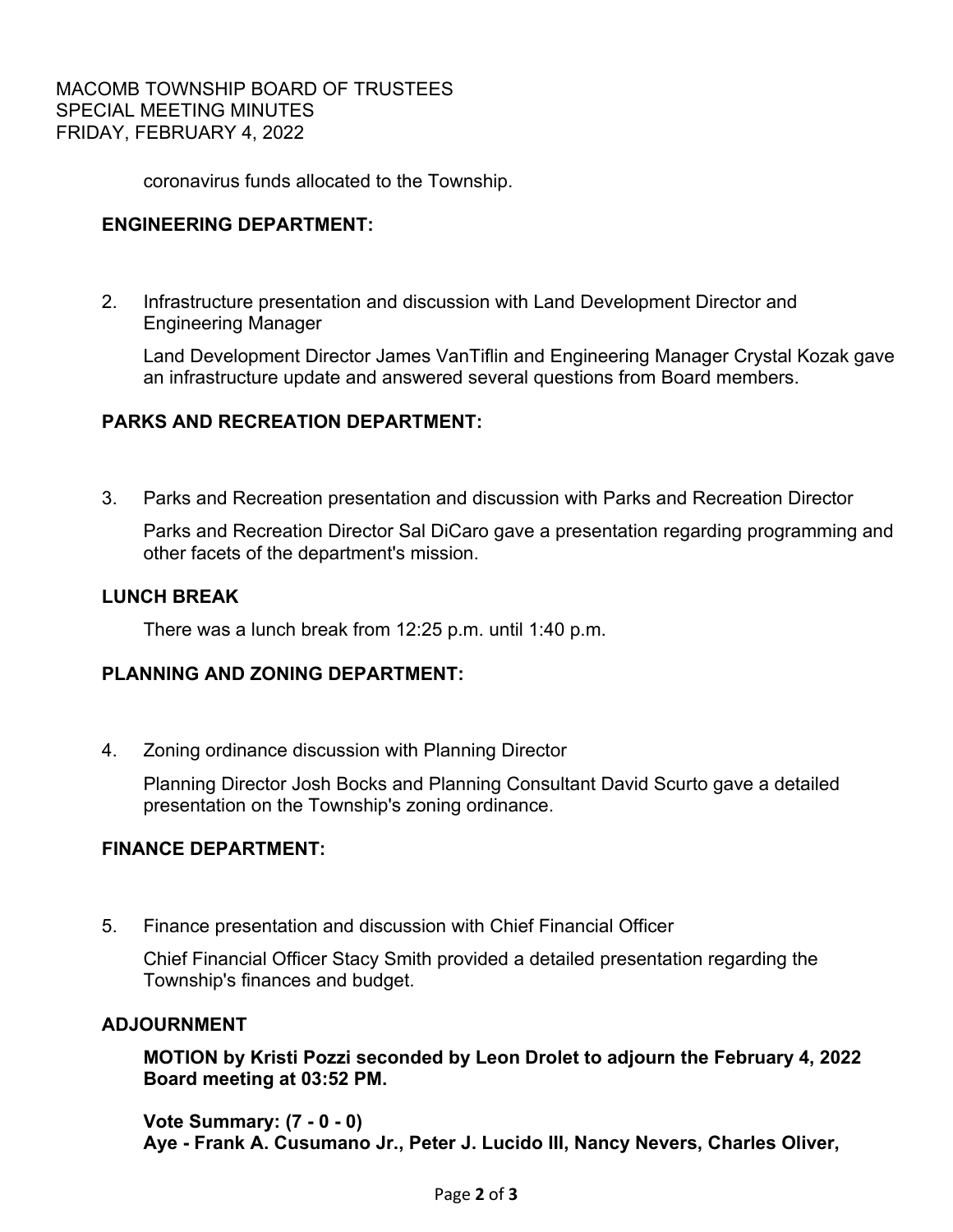coronavirus funds allocated to the Township.

## ENGINEERING DEPARTMENT:

2. Infrastructure presentation and discussion with Land Development Director and Engineering Manager

   Land Development Director James VanTiflin and Engineering Manager Crystal Kozak gave an infrastructure update and answered several questions from Board members.

## PARKS AND RECREATION DEPARTMENT:

3. Parks and Recreation presentation and discussion with Parks and Recreation Director

   Parks and Recreation Director Sal DiCaro gave a presentation regarding programming and other facets of the department's mission.

## LUNCH BREAK

There was a lunch break from 12:25 p.m. until 1:40 p.m.

## PLANNING AND ZONING DEPARTMENT:

4. Zoning ordinance discussion with Planning Director

   Planning Director Josh Bocks and Planning Consultant David Scurto gave a detailed presentation on the Township's zoning ordinance.

## FINANCE DEPARTMENT:

5. Finance presentation and discussion with Chief Financial Officer

   Chief Financial Officer Stacy Smith provided a detailed presentation regarding the Township's finances and budget.

## ADJOURNMENT

**MOTION by Kristi Pozzi seconded by Leon Drolet to adjourn the February 4, 2022 Board meeting at 03:52 PM.**

**Vote Summary: (7 - 0 - 0)**
**Aye - Frank A. Cusumano Jr., Peter J. Lucido III, Nancy Nevers, Charles Oliver,**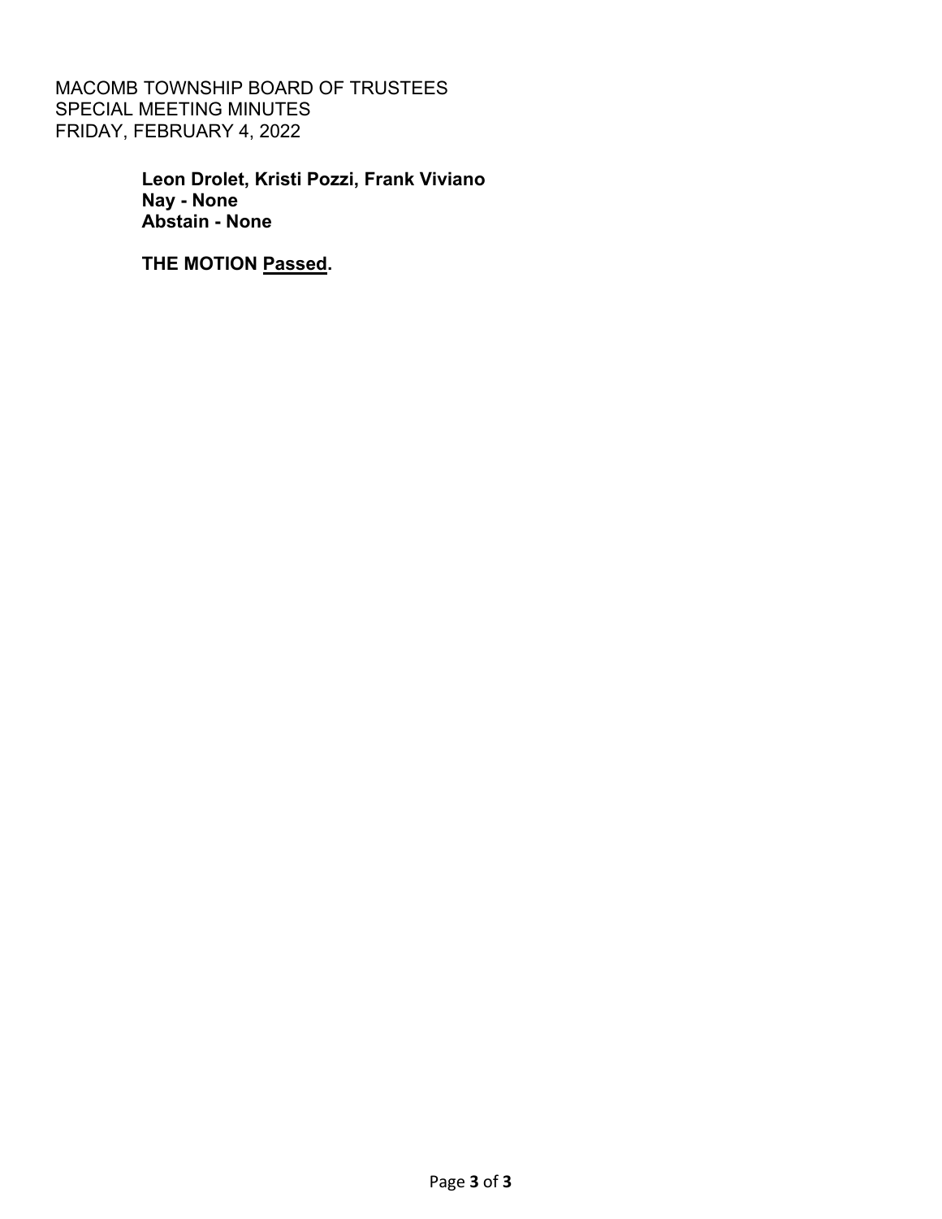**Leon Drolet, Kristi Pozzi, Frank Viviano**
**Nay - None**
**Abstain - None**

**THE MOTION Passed.**